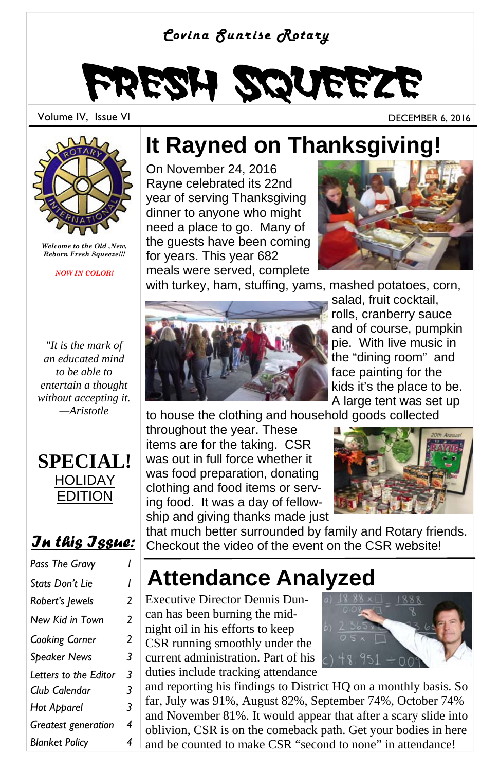Covina Sunrise Rotary

# FRESH SQUEEZE

Volume IV, Issue VI

DECEMBER 6, 2016

*Welcome to the Old ,New, Reborn Fresh Squeeze!!!*

*NOW IN COLOR!*

*"It is the mark of an educated mind to be able to entertain a thought without accepting it. —Aristotle*

**SPECIAL!**
HOLIDAY EDITION

### In this Issue:

| | |
|---|---|
| Pass The Gravy | 1 |
| Stats Don't Lie | 1 |
| Robert's Jewels | 2 |
| New Kid in Town | 2 |
| Cooking Corner | 2 |
| Speaker News | 3 |
| Letters to the Editor | 3 |
| Club Calendar | 3 |
| Hot Apparel | 3 |
| Greatest generation | 4 |
| Blanket Policy | 4 |

## It Rayned on Thanksgiving!

On November 24, 2016 Rayne celebrated its 22nd year of serving Thanksgiving dinner to anyone who might need a place to go. Many of the guests have been coming for years. This year 682 meals were served, complete with turkey, ham, stuffing, yams, mashed potatoes, corn, salad, fruit cocktail, rolls, cranberry sauce and of course, pumpkin pie. With live music in the "dining room" and face painting for the kids it's the place to be. A large tent was set up to house the clothing and household goods collected throughout the year. These items are for the taking. CSR was out in full force whether it was food preparation, donating clothing and food items or serving food. It was a day of fellowship and giving thanks made just that much better surrounded by family and Rotary friends. Checkout the video of the event on the CSR website!

## Attendance Analyzed

Executive Director Dennis Duncan has been burning the midnight oil in his efforts to keep CSR running smoothly under the current administration. Part of his duties include tracking attendance and reporting his findings to District HQ on a monthly basis. So far, July was 91%, August 82%, September 74%, October 74% and November 81%. It would appear that after a scary slide into oblivion, CSR is on the comeback path. Get your bodies in here and be counted to make CSR "second to none" in attendance!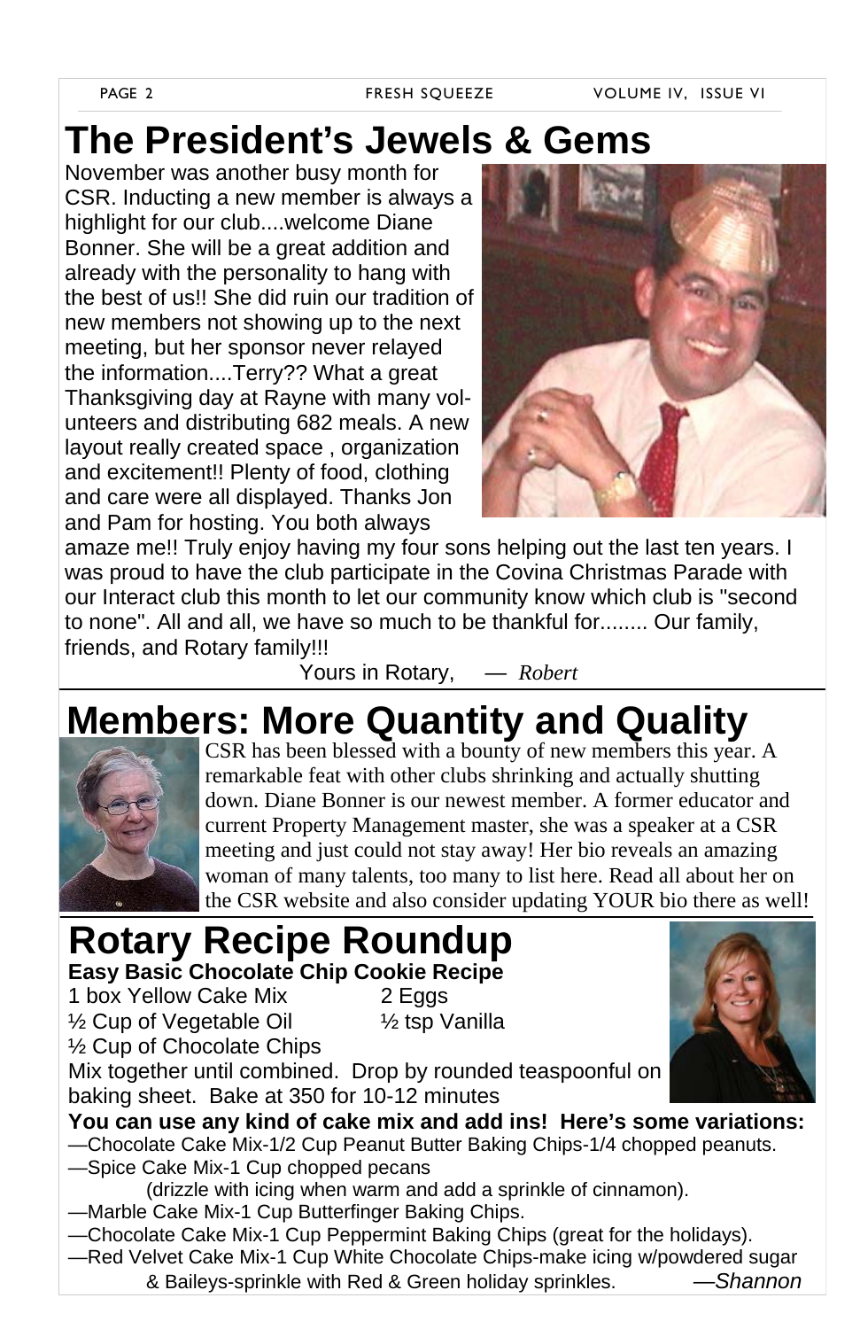# The President's Jewels & Gems

November was another busy month for CSR. Inducting a new member is always a highlight for our club....welcome Diane Bonner. She will be a great addition and already with the personality to hang with the best of us!! She did ruin our tradition of new members not showing up to the next meeting, but her sponsor never relayed the information....Terry?? What a great Thanksgiving day at Rayne with many volunteers and distributing 682 meals. A new layout really created space , organization and excitement!! Plenty of food, clothing and care were all displayed. Thanks Jon and Pam for hosting. You both always amaze me!! Truly enjoy having my four sons helping out the last ten years. I was proud to have the club participate in the Covina Christmas Parade with our Interact club this month to let our community know which club is "second to none". All and all, we have so much to be thankful for........ Our family, friends, and Rotary family!!!

Yours in Rotary, — *Robert*

# Members: More Quantity and Quality

CSR has been blessed with a bounty of new members this year. A remarkable feat with other clubs shrinking and actually shutting down. Diane Bonner is our newest member. A former educator and current Property Management master, she was a speaker at a CSR meeting and just could not stay away! Her bio reveals an amazing woman of many talents, too many to list here. Read all about her on the CSR website and also consider updating YOUR bio there as well!

# Rotary Recipe Roundup

**Easy Basic Chocolate Chip Cookie Recipe**

1 box Yellow Cake Mix  
2 Eggs  
½ Cup of Vegetable Oil  
½ tsp Vanilla  
½ Cup of Chocolate Chips

Mix together until combined. Drop by rounded teaspoonful on baking sheet. Bake at 350 for 10-12 minutes

**You can use any kind of cake mix and add ins! Here's some variations:**

—Chocolate Cake Mix-1/2 Cup Peanut Butter Baking Chips-1/4 chopped peanuts.  
—Spice Cake Mix-1 Cup chopped pecans (drizzle with icing when warm and add a sprinkle of cinnamon).  
—Marble Cake Mix-1 Cup Butterfinger Baking Chips.  
—Chocolate Cake Mix-1 Cup Peppermint Baking Chips (great for the holidays).  
—Red Velvet Cake Mix-1 Cup White Chocolate Chips-make icing w/powdered sugar & Baileys-sprinkle with Red & Green holiday sprinkles.

*—Shannon*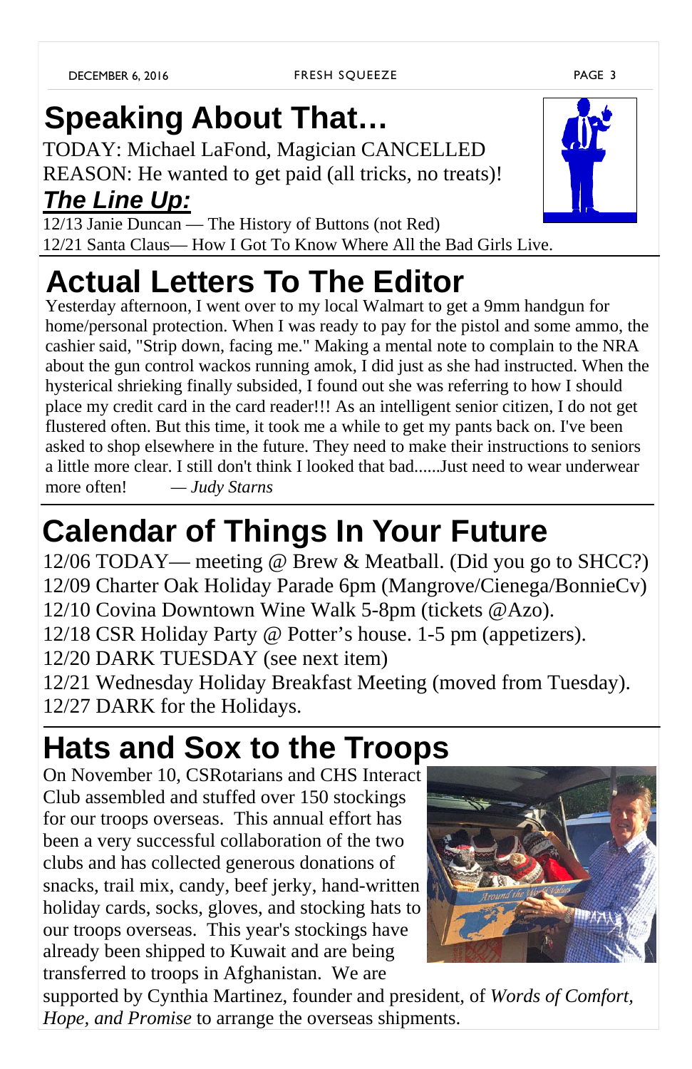# Speaking About That…

TODAY: Michael LaFond, Magician CANCELLED
REASON: He wanted to get paid (all tricks, no treats)!

## ***The Line Up:***

12/13 Janie Duncan — The History of Buttons (not Red)
12/21 Santa Claus— How I Got To Know Where All the Bad Girls Live.

# Actual Letters To The Editor

Yesterday afternoon, I went over to my local Walmart to get a 9mm handgun for home/personal protection. When I was ready to pay for the pistol and some ammo, the cashier said, "Strip down, facing me." Making a mental note to complain to the NRA about the gun control wackos running amok, I did just as she had instructed. When the hysterical shrieking finally subsided, I found out she was referring to how I should place my credit card in the card reader!!! As an intelligent senior citizen, I do not get flustered often. But this time, it took me a while to get my pants back on. I've been asked to shop elsewhere in the future. They need to make their instructions to seniors a little more clear. I still don't think I looked that bad......Just need to wear underwear more often! — *Judy Starns*

# Calendar of Things In Your Future

12/06 TODAY— meeting @ Brew & Meatball. (Did you go to SHCC?)
12/09 Charter Oak Holiday Parade 6pm (Mangrove/Cienega/BonnieCv)
12/10 Covina Downtown Wine Walk 5-8pm (tickets @Azo).
12/18 CSR Holiday Party @ Potter's house. 1-5 pm (appetizers).
12/20 DARK TUESDAY (see next item)
12/21 Wednesday Holiday Breakfast Meeting (moved from Tuesday).
12/27 DARK for the Holidays.

# Hats and Sox to the Troops

On November 10, CSRotarians and CHS Interact Club assembled and stuffed over 150 stockings for our troops overseas. This annual effort has been a very successful collaboration of the two clubs and has collected generous donations of snacks, trail mix, candy, beef jerky, hand-written holiday cards, socks, gloves, and stocking hats to our troops overseas. This year's stockings have already been shipped to Kuwait and are being transferred to troops in Afghanistan. We are supported by Cynthia Martinez, founder and president, of *Words of Comfort, Hope, and Promise* to arrange the overseas shipments.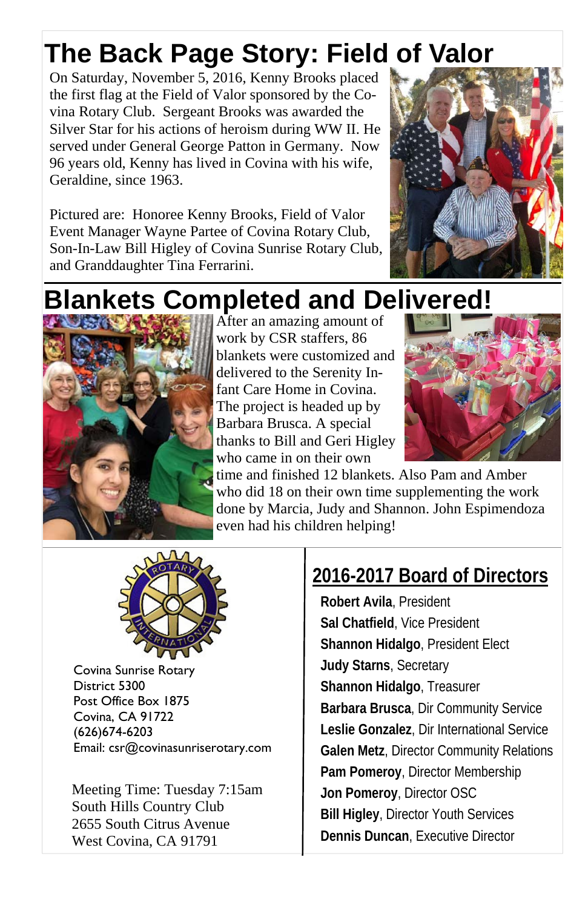# The Back Page Story: Field of Valor

On Saturday, November 5, 2016, Kenny Brooks placed the first flag at the Field of Valor sponsored by the Covina Rotary Club. Sergeant Brooks was awarded the Silver Star for his actions of heroism during WW II. He served under General George Patton in Germany. Now 96 years old, Kenny has lived in Covina with his wife, Geraldine, since 1963.

Pictured are: Honoree Kenny Brooks, Field of Valor Event Manager Wayne Partee of Covina Rotary Club, Son-In-Law Bill Higley of Covina Sunrise Rotary Club, and Granddaughter Tina Ferrarini.

# Blankets Completed and Delivered!

After an amazing amount of work by CSR staffers, 86 blankets were customized and delivered to the Serenity Infant Care Home in Covina. The project is headed up by Barbara Brusca. A special thanks to Bill and Geri Higley who came in on their own time and finished 12 blankets. Also Pam and Amber who did 18 on their own time supplementing the work done by Marcia, Judy and Shannon. John Espimendoza even had his children helping!

Covina Sunrise Rotary
District 5300
Post Office Box 1875
Covina, CA 91722
(626)674-6203
Email: csr@covinasunriserotary.com

Meeting Time: Tuesday 7:15am
South Hills Country Club
2655 South Citrus Avenue
West Covina, CA 91791

## 2016-2017 Board of Directors

**Robert Avila**, President
**Sal Chatfield**, Vice President
**Shannon Hidalgo**, President Elect
**Judy Starns**, Secretary
**Shannon Hidalgo**, Treasurer
**Barbara Brusca**, Dir Community Service
**Leslie Gonzalez**, Dir International Service
**Galen Metz**, Director Community Relations
**Pam Pomeroy**, Director Membership
**Jon Pomeroy**, Director OSC
**Bill Higley**, Director Youth Services
**Dennis Duncan**, Executive Director